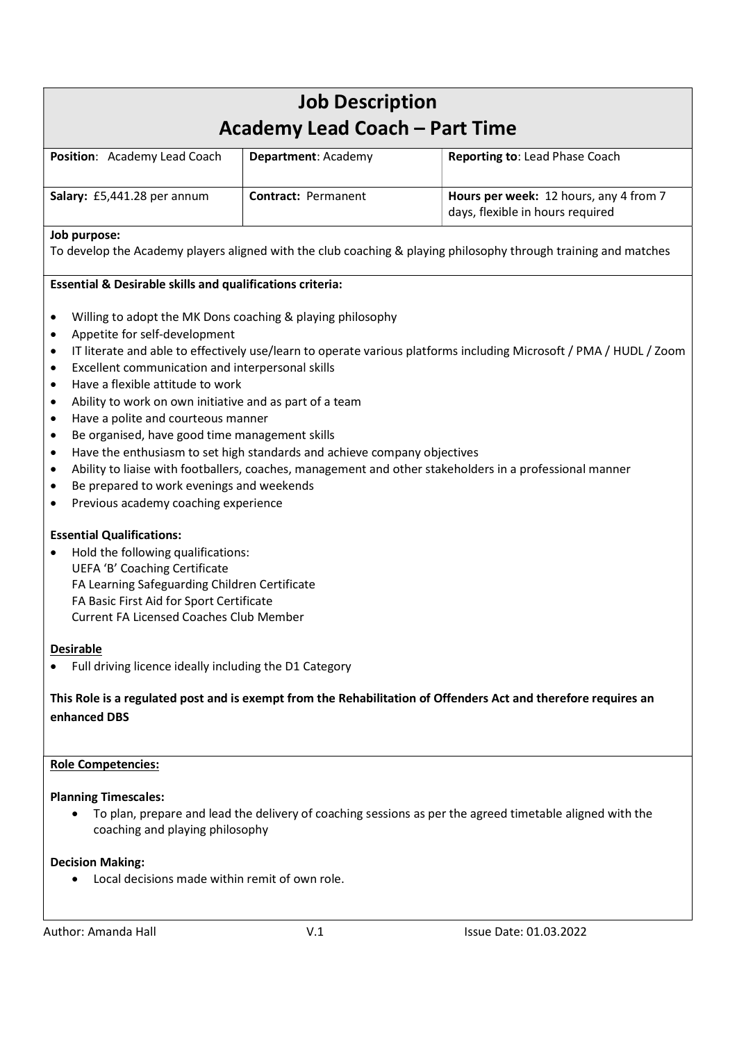# Job Description
## Academy Lead Coach – Part Time

| **Position**: Academy Lead Coach | **Department**: Academy | **Reporting to**: Lead Phase Coach |
|---|---|---|
| **Salary:** £5,441.28 per annum | **Contract:** Permanent | **Hours per week:** 12 hours, any 4 from 7 days, flexible in hours required |

**Job purpose:**
To develop the Academy players aligned with the club coaching & playing philosophy through training and matches

**Essential & Desirable skills and qualifications criteria:**

- Willing to adopt the MK Dons coaching & playing philosophy
- Appetite for self-development
- IT literate and able to effectively use/learn to operate various platforms including Microsoft / PMA / HUDL / Zoom
- Excellent communication and interpersonal skills
- Have a flexible attitude to work
- Ability to work on own initiative and as part of a team
- Have a polite and courteous manner
- Be organised, have good time management skills
- Have the enthusiasm to set high standards and achieve company objectives
- Ability to liaise with footballers, coaches, management and other stakeholders in a professional manner
- Be prepared to work evenings and weekends
- Previous academy coaching experience

**Essential Qualifications:**

- Hold the following qualifications:
  UEFA 'B' Coaching Certificate
  FA Learning Safeguarding Children Certificate
  FA Basic First Aid for Sport Certificate
  Current FA Licensed Coaches Club Member

**Desirable**

- Full driving licence ideally including the D1 Category

**This Role is a regulated post and is exempt from the Rehabilitation of Offenders Act and therefore requires an enhanced DBS**

**Role Competencies:**

**Planning Timescales:**

- To plan, prepare and lead the delivery of coaching sessions as per the agreed timetable aligned with the coaching and playing philosophy

**Decision Making:**

- Local decisions made within remit of own role.

Author: Amanda Hall V.1 Issue Date: 01.03.2022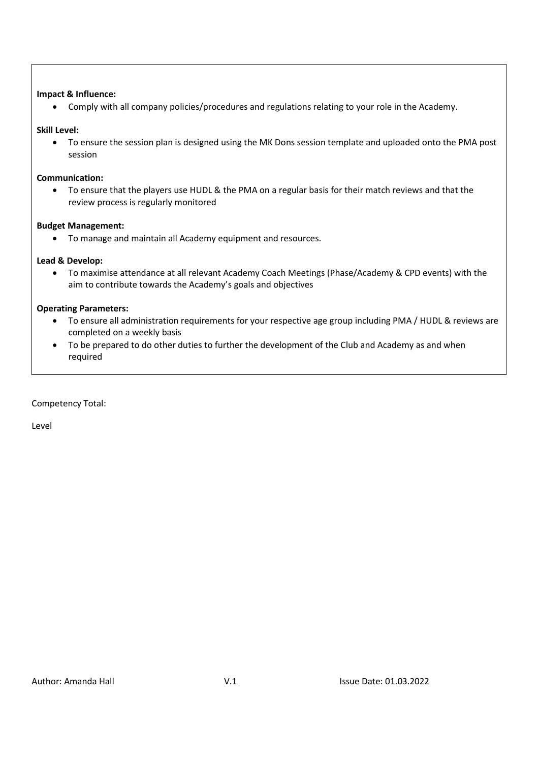**Impact & Influence:**

- Comply with all company policies/procedures and regulations relating to your role in the Academy.

**Skill Level:**

- To ensure the session plan is designed using the MK Dons session template and uploaded onto the PMA post session

**Communication:**

- To ensure that the players use HUDL & the PMA on a regular basis for their match reviews and that the review process is regularly monitored

**Budget Management:**

- To manage and maintain all Academy equipment and resources.

**Lead & Develop:**

- To maximise attendance at all relevant Academy Coach Meetings (Phase/Academy & CPD events) with the aim to contribute towards the Academy's goals and objectives

**Operating Parameters:**

- To ensure all administration requirements for your respective age group including PMA / HUDL & reviews are completed on a weekly basis
- To be prepared to do other duties to further the development of the Club and Academy as and when required

Competency Total:

Level

Author: Amanda Hall V.1 Issue Date: 01.03.2022